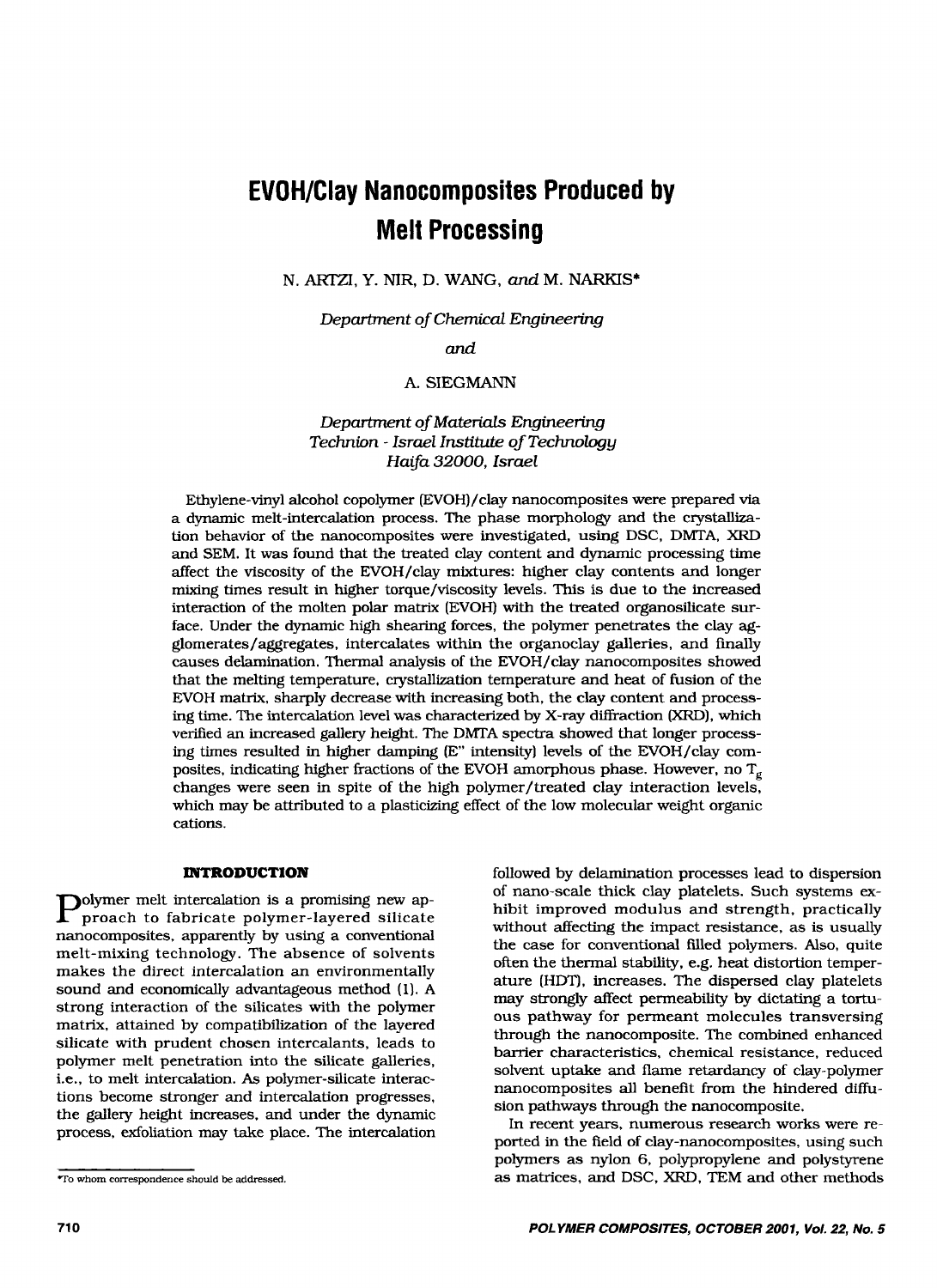# EVOH/Clay Nanocomposites Produced by Melt Processing

N. ARTZI, Y. NIR, D. WANG, *and* M. NARKIS*

*Department of Chemical Engineering*

*and*

A. SIEGMANN

*Department of Materials Engineering*
*Technion - Israel Institute of Technology*
*Haifa 32000, Israel*

Ethylene-vinyl alcohol copolymer (EVOH)/clay nanocomposites were prepared via a dynamic melt-intercalation process. The phase morphology and the crystallization behavior of the nanocomposites were investigated, using DSC, DMTA, XRD and SEM. It was found that the treated clay content and dynamic processing time affect the viscosity of the EVOH/clay mixtures: higher clay contents and longer mixing times result in higher torque/viscosity levels. This is due to the increased interaction of the molten polar matrix (EVOH) with the treated organosilicate surface. Under the dynamic high shearing forces, the polymer penetrates the clay agglomerates/aggregates, intercalates within the organoclay galleries, and finally causes delamination. Thermal analysis of the EVOH/clay nanocomposites showed that the melting temperature, crystallization temperature and heat of fusion of the EVOH matrix, sharply decrease with increasing both, the clay content and processing time. The intercalation level was characterized by X-ray diffraction (XRD), which verified an increased gallery height. The DMTA spectra showed that longer processing times resulted in higher damping (E" intensity) levels of the EVOH/clay composites, indicating higher fractions of the EVOH amorphous phase. However, no $T_g$ changes were seen in spite of the high polymer/treated clay interaction levels, which may be attributed to a plasticizing effect of the low molecular weight organic cations.

## INTRODUCTION

Polymer melt intercalation is a promising new approach to fabricate polymer-layered silicate nanocomposites, apparently by using a conventional melt-mixing technology. The absence of solvents makes the direct intercalation an environmentally sound and economically advantageous method (1). A strong interaction of the silicates with the polymer matrix, attained by compatibilization of the layered silicate with prudent chosen intercalants, leads to polymer melt penetration into the silicate galleries, i.e., to melt intercalation. As polymer-silicate interactions become stronger and intercalation progresses, the gallery height increases, and under the dynamic process, exfoliation may take place. The intercalation followed by delamination processes lead to dispersion of nano-scale thick clay platelets. Such systems exhibit improved modulus and strength, practically without affecting the impact resistance, as is usually the case for conventional filled polymers. Also, quite often the thermal stability, e.g. heat distortion temperature (HDT), increases. The dispersed clay platelets may strongly affect permeability by dictating a tortuous pathway for permeant molecules transversing through the nanocomposite. The combined enhanced barrier characteristics, chemical resistance, reduced solvent uptake and flame retardancy of clay-polymer nanocomposites all benefit from the hindered diffusion pathways through the nanocomposite.

In recent years, numerous research works were reported in the field of clay-nanocomposites, using such polymers as nylon 6, polypropylene and polystyrene as matrices, and DSC, XRD, TEM and other methods

*To whom correspondence should be addressed.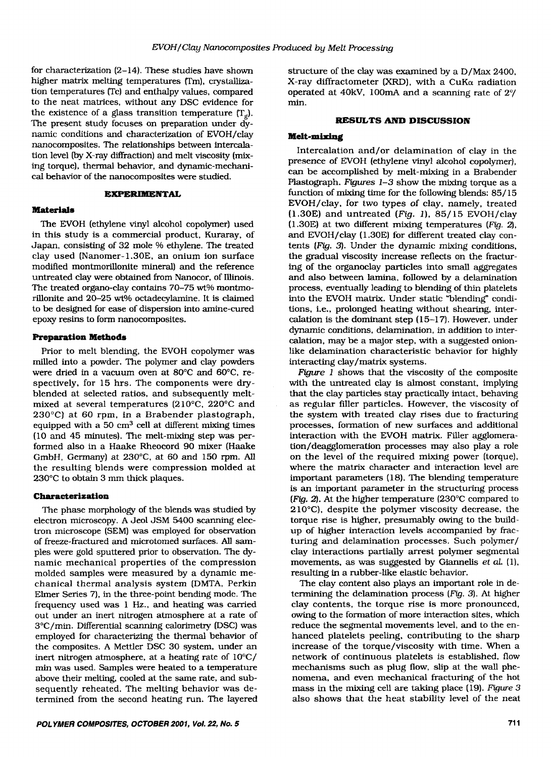for characterization (2–14). These studies have shown higher matrix melting temperatures (Tm), crystallization temperatures (Tc) and enthalpy values, compared to the neat matrices, without any DSC evidence for the existence of a glass transition temperature ($T_g$). The present study focuses on preparation under dynamic conditions and characterization of EVOH/clay nanocomposites. The relationships between intercalation level (by X-ray diffraction) and melt viscosity (mixing torque), thermal behavior, and dynamic-mechanical behavior of the nanocomposites were studied.

## EXPERIMENTAL

### Materials

The EVOH (ethylene vinyl alcohol copolymer) used in this study is a commercial product, Kuraray, of Japan, consisting of 32 mole % ethylene. The treated clay used (Nanomer-1.30E, an onium ion surface modified montmorillonite mineral) and the reference untreated clay were obtained from Nanocor, of Illinois. The treated organo-clay contains 70–75 wt% montmorillonite and 20–25 wt% octadecylamine. It is claimed to be designed for ease of dispersion into amine-cured epoxy resins to form nanocomposites.

### Preparation Methods

Prior to melt blending, the EVOH copolymer was milled into a powder. The polymer and clay powders were dried in a vacuum oven at 80°C and 60°C, respectively, for 15 hrs. The components were dry-blended at selected ratios, and subsequently melt-mixed at several temperatures (210°C, 220°C and 230°C) at 60 rpm, in a Brabender plastograph, equipped with a 50 $cm^3$ cell at different mixing times (10 and 45 minutes). The melt-mixing step was performed also in a Haake Rheocord 90 mixer (Haake GmbH, Germany) at 230°C, at 60 and 150 rpm. All the resulting blends were compression molded at 230°C to obtain 3 mm thick plaques.

### Characterization

The phase morphology of the blends was studied by electron microscopy. A Jeol JSM 5400 scanning electron microscope (SEM) was employed for observation of freeze-fractured and microtomed surfaces. All samples were gold sputtered prior to observation. The dynamic mechanical properties of the compression molded samples were measured by a dynamic mechanical thermal analysis system (DMTA, Perkin Elmer Series 7), in the three-point bending mode. The frequency used was 1 Hz., and heating was carried out under an inert nitrogen atmosphere at a rate of 3°C/min. Differential scanning calorimetry (DSC) was employed for characterizing the thermal behavior of the composites. A Mettler DSC 30 system, under an inert nitrogen atmosphere, at a heating rate of 10°C/min was used. Samples were heated to a temperature above their melting, cooled at the same rate, and subsequently reheated. The melting behavior was determined from the second heating run. The layered structure of the clay was examined by a D/Max 2400, X-ray diffractometer (XRD), with a CuKα radiation operated at 40kV, 100mA and a scanning rate of 2°/min.

## RESULTS AND DISCUSSION

### Melt-mixing

Intercalation and/or delamination of clay in the presence of EVOH (ethylene vinyl alcohol copolymer), can be accomplished by melt-mixing in a Brabender Plastograph. *Figures 1–3* show the mixing torque as a function of mixing time for the following blends: 85/15 EVOH/clay, for two types of clay, namely, treated (1.30E) and untreated (*Fig. 1*), 85/15 EVOH/clay (1.30E) at two different mixing temperatures (*Fig. 2*), and EVOH/clay (1.30E) for different treated clay contents (*Fig. 3*). Under the dynamic mixing conditions, the gradual viscosity increase reflects on the fracturing of the organoclay particles into small aggregates and also between lamina, followed by a delamination process, eventually leading to blending of thin platelets into the EVOH matrix. Under static "blending" conditions, i.e., prolonged heating without shearing, intercalation is the dominant step (15–17). However, under dynamic conditions, delamination, in addition to intercalation, may be a major step, with a suggested onion-like delamination characteristic behavior for highly interacting clay/matrix systems.

*Figure 1* shows that the viscosity of the composite with the untreated clay is almost constant, implying that the clay particles stay practically intact, behaving as regular filler particles. However, the viscosity of the system with treated clay rises due to fracturing processes, formation of new surfaces and additional interaction with the EVOH matrix. Filler agglomeration/deagglomeration processes may also play a role on the level of the required mixing power (torque), where the matrix character and interaction level are important parameters (18). The blending temperature is an important parameter in the structuring process (*Fig. 2*). At the higher temperature (230°C compared to 210°C), despite the polymer viscosity decrease, the torque rise is higher, presumably owing to the build-up of higher interaction levels accompanied by fracturing and delamination processes. Such polymer/clay interactions partially arrest polymer segmental movements, as was suggested by Giannelis *et al.* (1), resulting in a rubber-like elastic behavior.

The clay content also plays an important role in determining the delamination process (*Fig. 3*). At higher clay contents, the torque rise is more pronounced, owing to the formation of more interaction sites, which reduce the segmental movements level, and to the enhanced platelets peeling, contributing to the sharp increase of the torque/viscosity with time. When a network of continuous platelets is established, flow mechanisms such as plug flow, slip at the wall phenomena, and even mechanical fracturing of the hot mass in the mixing cell are taking place (19). *Figure 3* also shows that the heat stability level of the neat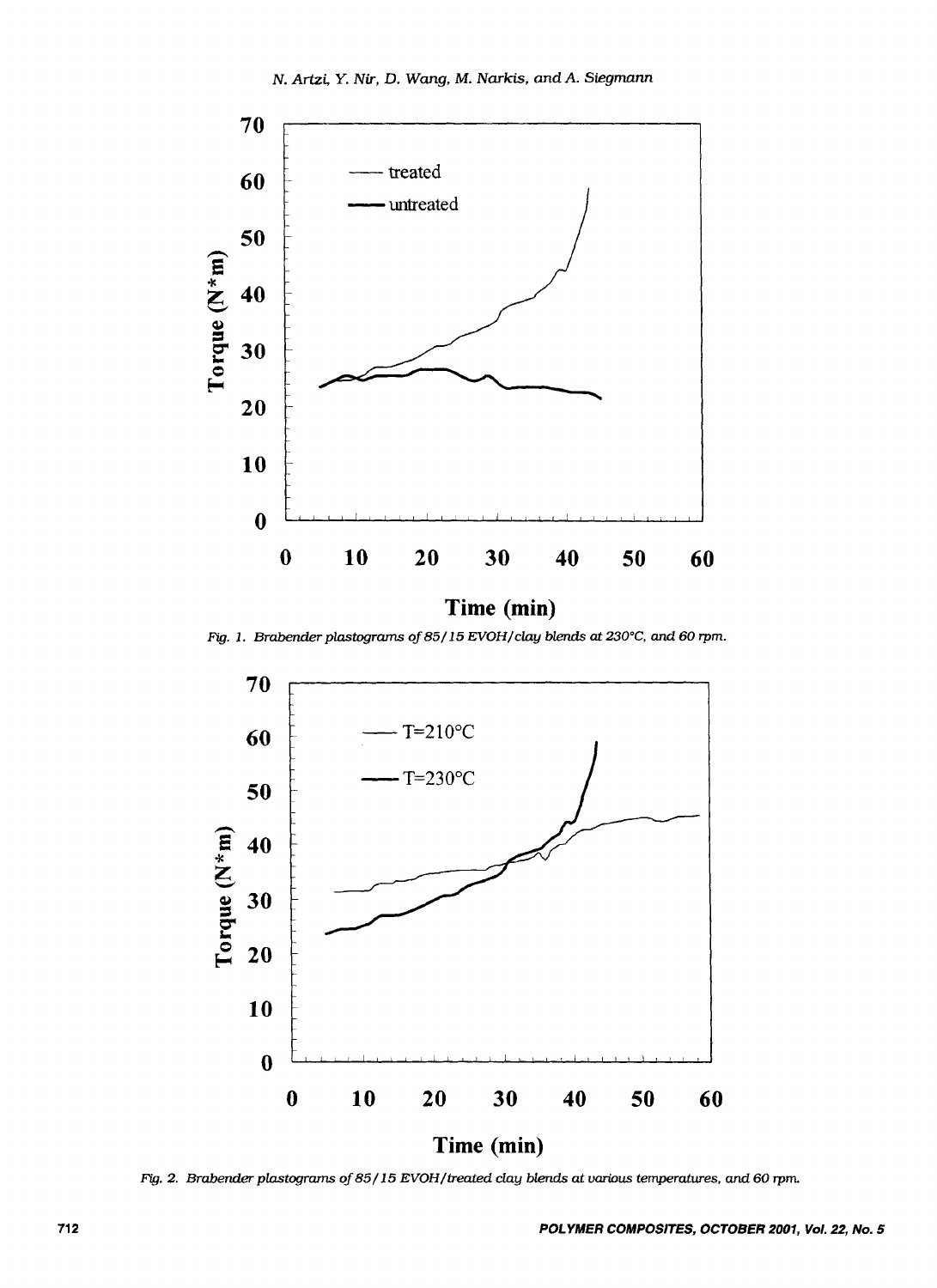Fig. 1. Brabender plastograms of 85/15 EVOH/clay blends at 230°C, and 60 rpm.

Fig. 2. Brabender plastograms of 85/15 EVOH/treated clay blends at various temperatures, and 60 rpm.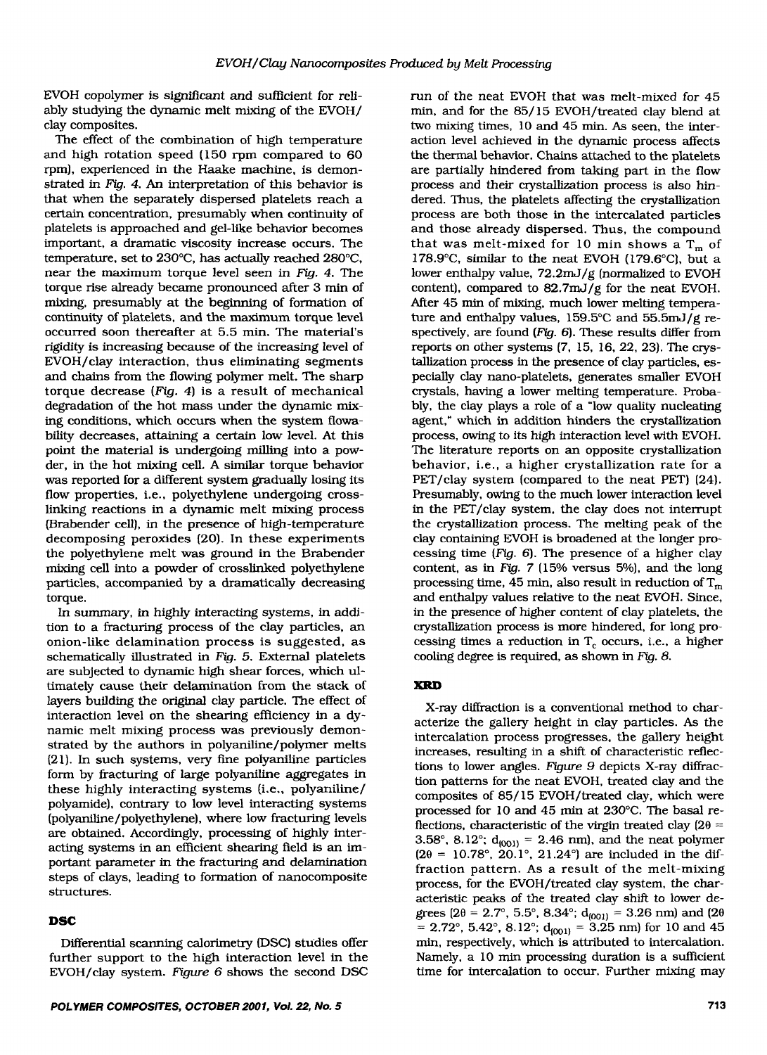EVOH copolymer is significant and sufficient for reliably studying the dynamic melt mixing of the EVOH/clay composites.

The effect of the combination of high temperature and high rotation speed (150 rpm compared to 60 rpm), experienced in the Haake machine, is demonstrated in *Fig. 4*. An interpretation of this behavior is that when the separately dispersed platelets reach a certain concentration, presumably when continuity of platelets is approached and gel-like behavior becomes important, a dramatic viscosity increase occurs. The temperature, set to 230°C, has actually reached 280°C, near the maximum torque level seen in *Fig. 4*. The torque rise already became pronounced after 3 min of mixing, presumably at the beginning of formation of continuity of platelets, and the maximum torque level occurred soon thereafter at 5.5 min. The material's rigidity is increasing because of the increasing level of EVOH/clay interaction, thus eliminating segments and chains from the flowing polymer melt. The sharp torque decrease (*Fig. 4*) is a result of mechanical degradation of the hot mass under the dynamic mixing conditions, which occurs when the system flowability decreases, attaining a certain low level. At this point the material is undergoing milling into a powder, in the hot mixing cell. A similar torque behavior was reported for a different system gradually losing its flow properties, i.e., polyethylene undergoing crosslinking reactions in a dynamic melt mixing process (Brabender cell), in the presence of high-temperature decomposing peroxides (20). In these experiments the polyethylene melt was ground in the Brabender mixing cell into a powder of crosslinked polyethylene particles, accompanied by a dramatically decreasing torque.

In summary, in highly interacting systems, in addition to a fracturing process of the clay particles, an onion-like delamination process is suggested, as schematically illustrated in *Fig. 5*. External platelets are subjected to dynamic high shear forces, which ultimately cause their delamination from the stack of layers building the original clay particle. The effect of interaction level on the shearing efficiency in a dynamic melt mixing process was previously demonstrated by the authors in polyaniline/polymer melts (21). In such systems, very fine polyaniline particles form by fracturing of large polyaniline aggregates in these highly interacting systems (i.e., polyaniline/polyamide), contrary to low level interacting systems (polyaniline/polyethylene), where low fracturing levels are obtained. Accordingly, processing of highly interacting systems in an efficient shearing field is an important parameter in the fracturing and delamination steps of clays, leading to formation of nanocomposite structures.

## DSC

Differential scanning calorimetry (DSC) studies offer further support to the high interaction level in the EVOH/clay system. *Figure 6* shows the second DSC run of the neat EVOH that was melt-mixed for 45 min, and for the 85/15 EVOH/treated clay blend at two mixing times, 10 and 45 min. As seen, the interaction level achieved in the dynamic process affects the thermal behavior. Chains attached to the platelets are partially hindered from taking part in the flow process and their crystallization process is also hindered. Thus, the platelets affecting the crystallization process are both those in the intercalated particles and those already dispersed. Thus, the compound that was melt-mixed for 10 min shows a $T_m$ of 178.9°C, similar to the neat EVOH (179.6°C), but a lower enthalpy value, 72.2mJ/g (normalized to EVOH content), compared to 82.7mJ/g for the neat EVOH. After 45 min of mixing, much lower melting temperature and enthalpy values, 159.5°C and 55.5mJ/g respectively, are found (*Fig. 6*). These results differ from reports on other systems (7, 15, 16, 22, 23). The crystallization process in the presence of clay particles, especially clay nano-platelets, generates smaller EVOH crystals, having a lower melting temperature. Probably, the clay plays a role of a "low quality nucleating agent," which in addition hinders the crystallization process, owing to its high interaction level with EVOH. The literature reports on an opposite crystallization behavior, i.e., a higher crystallization rate for a PET/clay system (compared to the neat PET) (24). Presumably, owing to the much lower interaction level in the PET/clay system, the clay does not interrupt the crystallization process. The melting peak of the clay containing EVOH is broadened at the longer processing time (*Fig. 6*). The presence of a higher clay content, as in *Fig. 7* (15% versus 5%), and the long processing time, 45 min, also result in reduction of $T_m$ and enthalpy values relative to the neat EVOH. Since, in the presence of higher content of clay platelets, the crystallization process is more hindered, for long processing times a reduction in $T_c$ occurs, i.e., a higher cooling degree is required, as shown in *Fig. 8*.

## XRD

X-ray diffraction is a conventional method to characterize the gallery height in clay particles. As the intercalation process progresses, the gallery height increases, resulting in a shift of characteristic reflections to lower angles. *Figure 9* depicts X-ray diffraction patterns for the neat EVOH, treated clay and the composites of 85/15 EVOH/treated clay, which were processed for 10 and 45 min at 230°C. The basal reflections, characteristic of the virgin treated clay ($2\theta$ = 3.58°, 8.12°; $d_{(001)}$ = 2.46 nm), and the neat polymer ($2\theta$ = 10.78°, 20.1°, 21.24°) are included in the diffraction pattern. As a result of the melt-mixing process, for the EVOH/treated clay system, the characteristic peaks of the treated clay shift to lower degrees ($2\theta$ = 2.7°, 5.5°, 8.34°; $d_{(001)}$ = 3.26 nm) and ($2\theta$ = 2.72°, 5.42°, 8.12°; $d_{(001)}$ = 3.25 nm) for 10 and 45 min, respectively, which is attributed to intercalation. Namely, a 10 min processing duration is a sufficient time for intercalation to occur. Further mixing may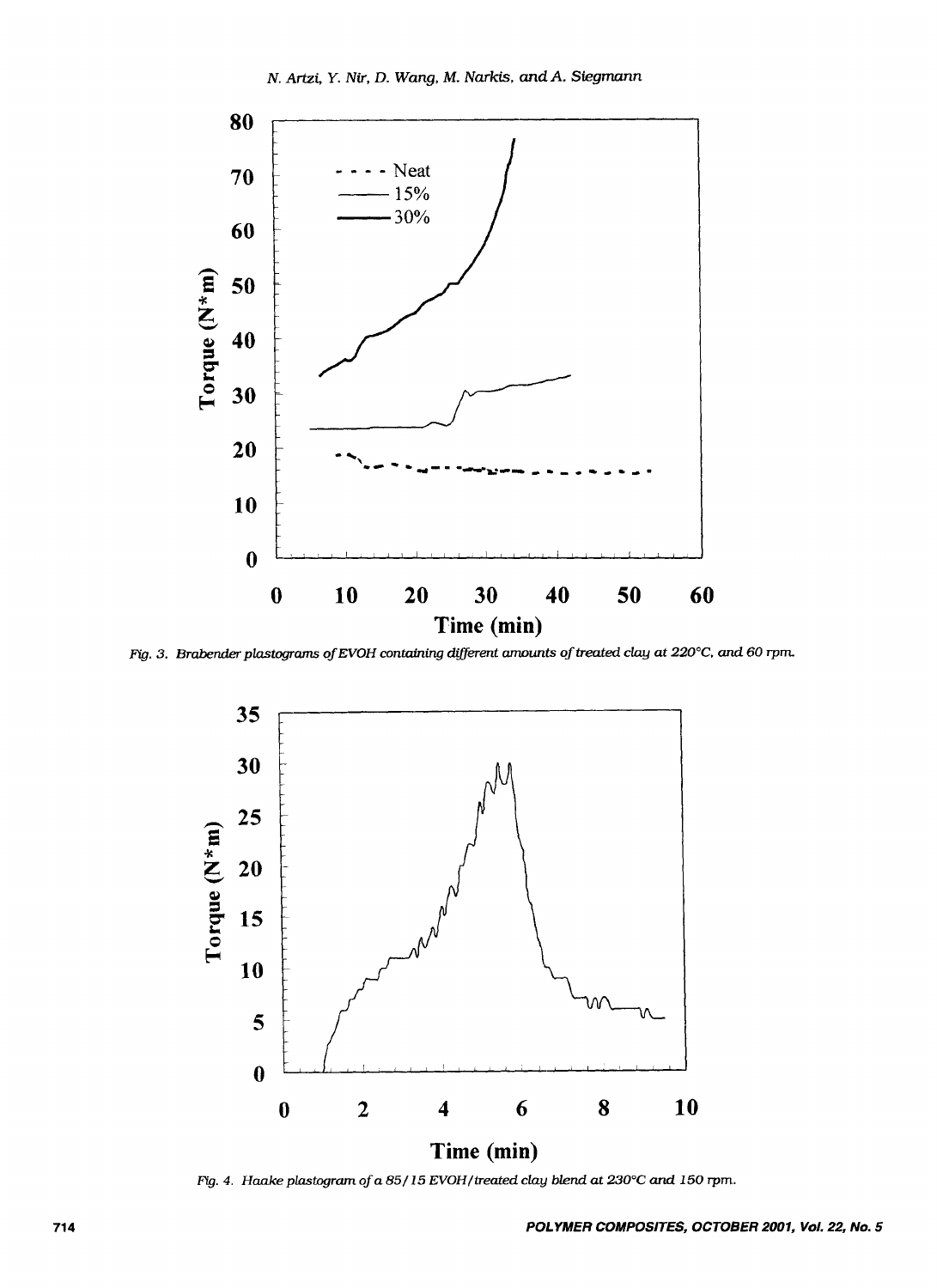Fig. 3. Brabender plastograms of EVOH containing different amounts of treated clay at 220°C, and 60 rpm.

Fig. 4. Haake plastogram of a 85/15 EVOH/treated clay blend at 230°C and 150 rpm.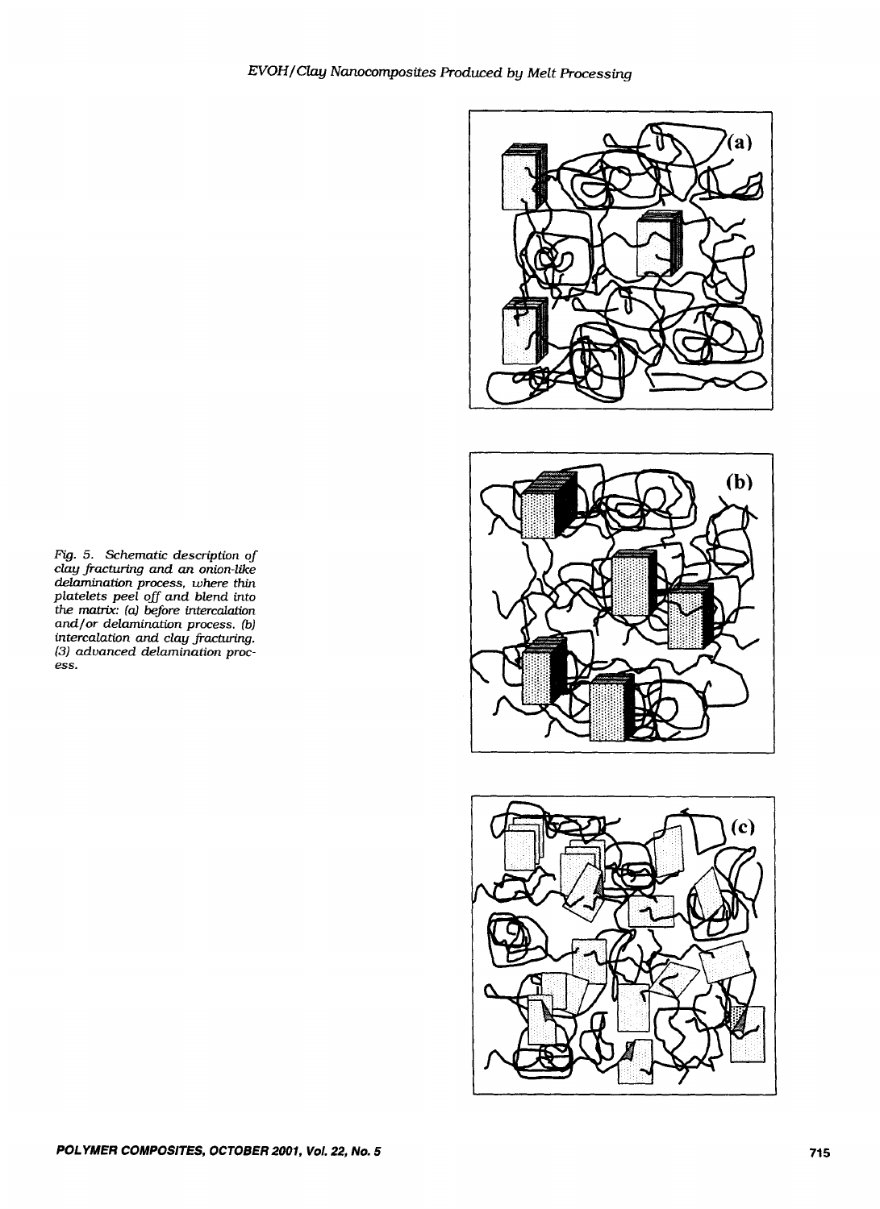Fig. 5. Schematic description of clay fracturing and an onion-like delamination process, where thin platelets peel off and blend into the matrix: (a) before intercalation and/or delamination process. (b) intercalation and clay fracturing. (3) advanced delamination process.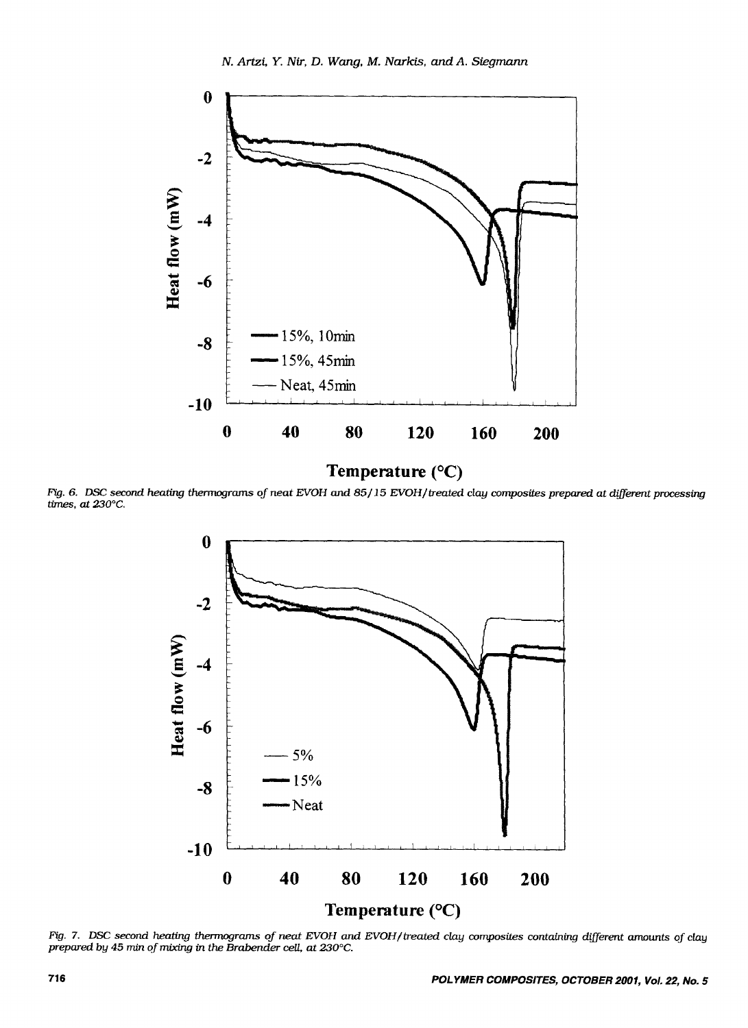Fig. 6. DSC second heating thermograms of neat EVOH and 85/15 EVOH/treated clay composites prepared at different processing times, at 230°C.

Fig. 7. DSC second heating thermograms of neat EVOH and EVOH/treated clay composites containing different amounts of clay prepared by 45 min of mixing in the Brabender cell, at 230°C.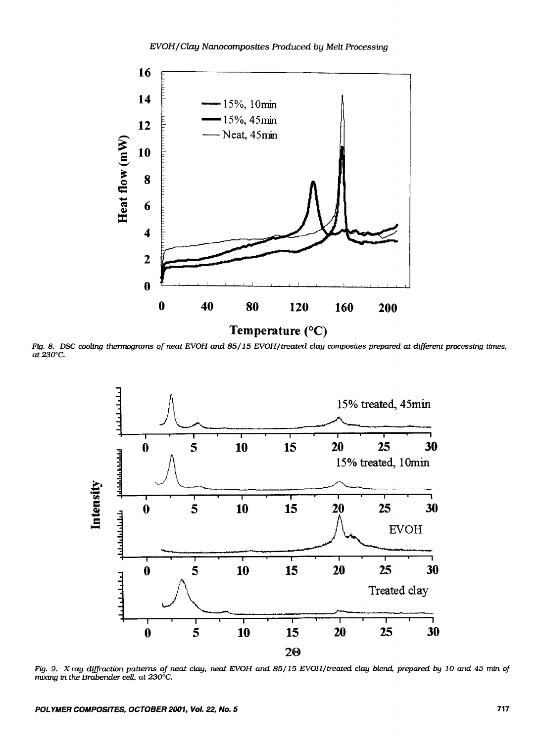Fig. 8. DSC cooling thermograms of neat EVOH and 85/15 EVOH/treated clay composites prepared at different processing times, at 230°C.

Fig. 9. X-ray diffraction patterns of neat clay, neat EVOH and 85/15 EVOH/treated clay blend, prepared by 10 and 45 min of mixing in the Brabender cell, at 230°C.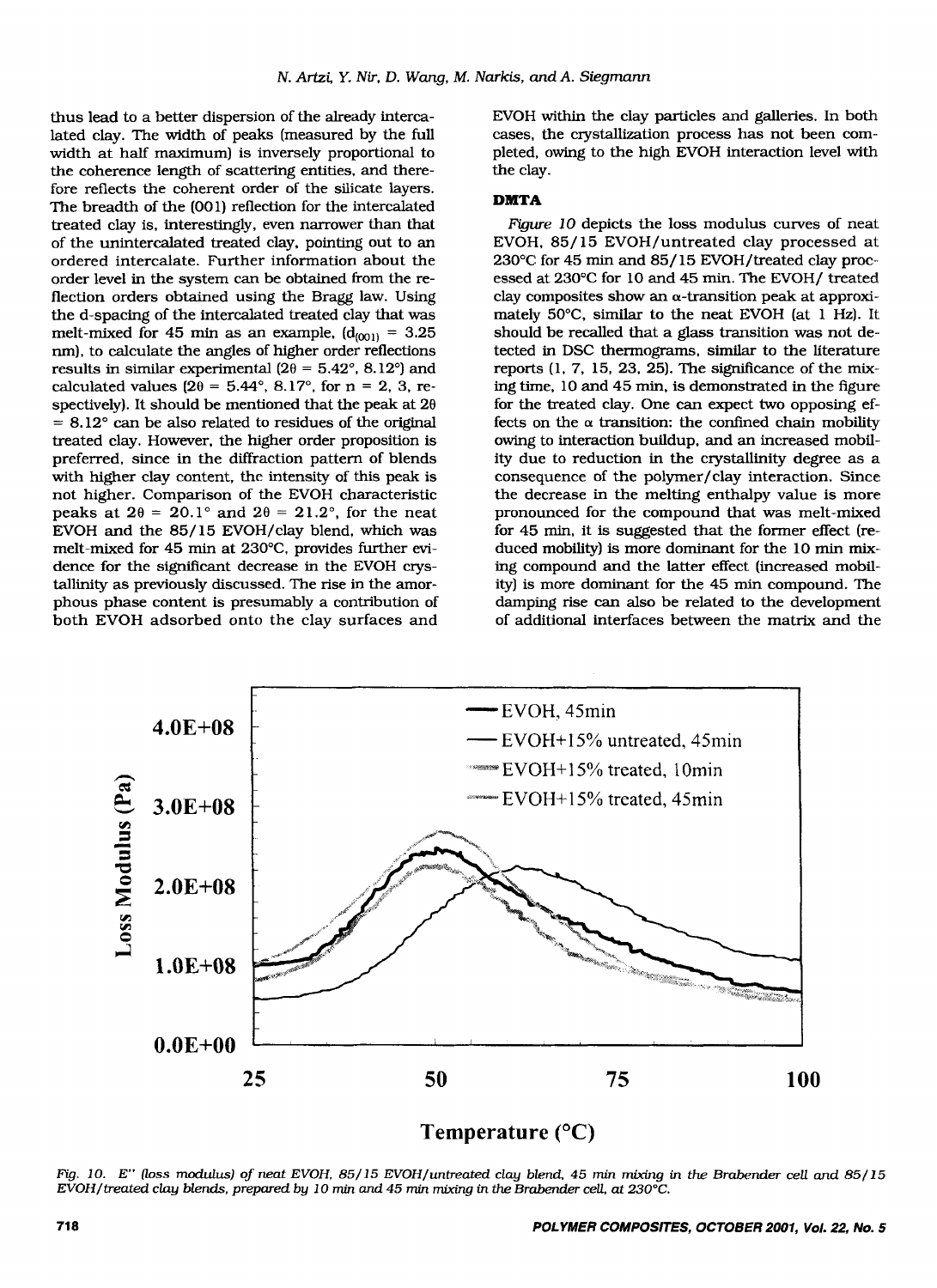thus lead to a better dispersion of the already intercalated clay. The width of peaks (measured by the full width at half maximum) is inversely proportional to the coherence length of scattering entities, and therefore reflects the coherent order of the silicate layers. The breadth of the (001) reflection for the intercalated treated clay is, interestingly, even narrower than that of the unintercalated treated clay, pointing out to an ordered intercalate. Further information about the order level in the system can be obtained from the reflection orders obtained using the Bragg law. Using the d-spacing of the intercalated treated clay that was melt-mixed for 45 min as an example, ($d_{(001)}$ = 3.25 nm), to calculate the angles of higher order reflections results in similar experimental (2θ = 5.42°, 8.12°) and calculated values (2θ = 5.44°, 8.17°, for n = 2, 3, respectively). It should be mentioned that the peak at 2θ = 8.12° can be also related to residues of the original treated clay. However, the higher order proposition is preferred, since in the diffraction pattern of blends with higher clay content, the intensity of this peak is not higher. Comparison of the EVOH characteristic peaks at 2θ = 20.1° and 2θ = 21.2°, for the neat EVOH and the 85/15 EVOH/clay blend, which was melt-mixed for 45 min at 230°C, provides further evidence for the significant decrease in the EVOH crystallinity as previously discussed. The rise in the amorphous phase content is presumably a contribution of both EVOH adsorbed onto the clay surfaces and EVOH within the clay particles and galleries. In both cases, the crystallization process has not been completed, owing to the high EVOH interaction level with the clay.

### DMTA

*Figure 10* depicts the loss modulus curves of neat EVOH, 85/15 EVOH/untreated clay processed at 230°C for 45 min and 85/15 EVOH/treated clay processed at 230°C for 10 and 45 min. The EVOH/ treated clay composites show an α-transition peak at approximately 50°C, similar to the neat EVOH (at 1 Hz). It should be recalled that a glass transition was not detected in DSC thermograms, similar to the literature reports (1, 7, 15, 23, 25). The significance of the mixing time, 10 and 45 min, is demonstrated in the figure for the treated clay. One can expect two opposing effects on the α transition: the confined chain mobility owing to interaction buildup, and an increased mobility due to reduction in the crystallinity degree as a consequence of the polymer/clay interaction. Since the decrease in the melting enthalpy value is more pronounced for the compound that was melt-mixed for 45 min, it is suggested that the former effect (reduced mobility) is more dominant for the 10 min mixing compound and the latter effect (increased mobility) is more dominant for the 45 min compound. The damping rise can also be related to the development of additional interfaces between the matrix and the

*Fig. 10. E″ (loss modulus) of neat EVOH, 85/15 EVOH/untreated clay blend, 45 min mixing in the Brabender cell and 85/15 EVOH/treated clay blends, prepared by 10 min and 45 min mixing in the Brabender cell, at 230°C.*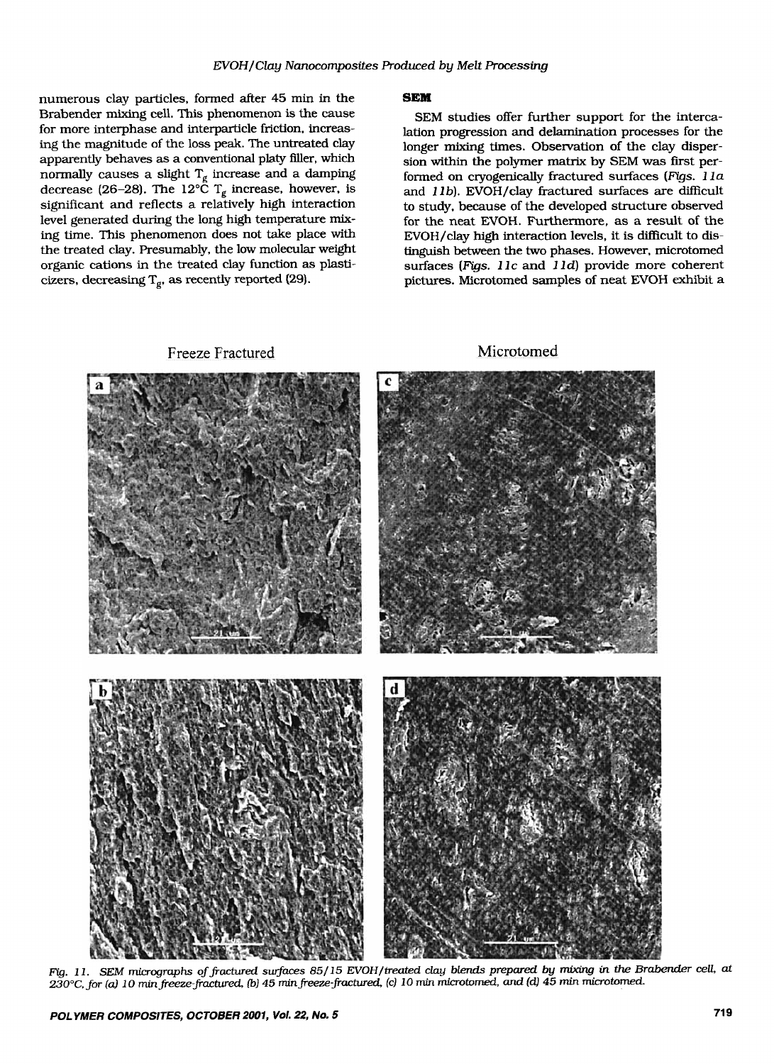numerous clay particles, formed after 45 min in the Brabender mixing cell. This phenomenon is the cause for more interphase and interparticle friction, increasing the magnitude of the loss peak. The untreated clay apparently behaves as a conventional platy filler, which normally causes a slight $T_g$ increase and a damping decrease (26–28). The 12°C $T_g$ increase, however, is significant and reflects a relatively high interaction level generated during the long high temperature mixing time. This phenomenon does not take place with the treated clay. Presumably, the low molecular weight organic cations in the treated clay function as plasticizers, decreasing $T_g$, as recently reported (29).

## SEM

SEM studies offer further support for the intercalation progression and delamination processes for the longer mixing times. Observation of the clay dispersion within the polymer matrix by SEM was first performed on cryogenically fractured surfaces (*Figs. 11a* and *11b*). EVOH/clay fractured surfaces are difficult to study, because of the developed structure observed for the neat EVOH. Furthermore, as a result of the EVOH/clay high interaction levels, it is difficult to distinguish between the two phases. However, microtomed surfaces (*Figs. 11c* and *11d*) provide more coherent pictures. Microtomed samples of neat EVOH exhibit a

*Fig. 11. SEM micrographs of fractured surfaces 85/15 EVOH/treated clay blends prepared by mixing in the Brabender cell, at 230°C, for (a) 10 min freeze-fractured, (b) 45 min freeze-fractured, (c) 10 min microtomed, and (d) 45 min microtomed.*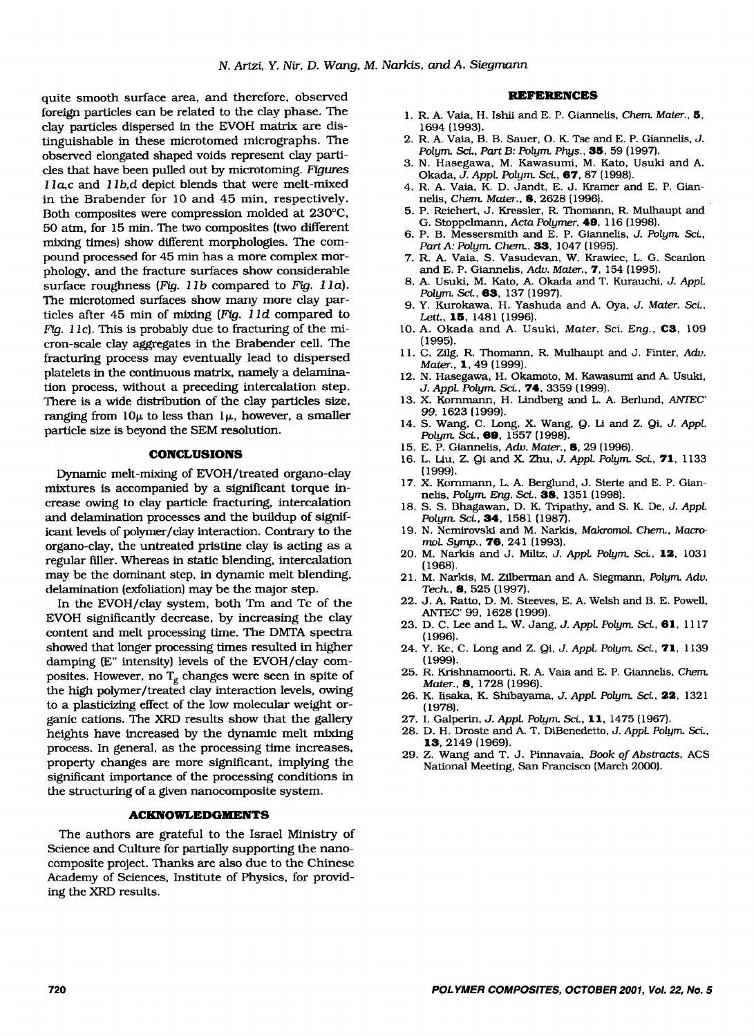quite smooth surface area, and therefore, observed foreign particles can be related to the clay phase. The clay particles dispersed in the EVOH matrix are distinguishable in these microtomed micrographs. The observed elongated shaped voids represent clay particles that have been pulled out by microtoming. *Figures 11a,c* and *11b,d* depict blends that were melt-mixed in the Brabender for 10 and 45 min, respectively. Both composites were compression molded at 230°C, 50 atm, for 15 min. The two composites (two different mixing times) show different morphologies. The compound processed for 45 min has a more complex morphology, and the fracture surfaces show considerable surface roughness (*Fig. 11b* compared to *Fig. 11a*). The microtomed surfaces show many more clay particles after 45 min of mixing (*Fig. 11d* compared to *Fig. 11c*). This is probably due to fracturing of the micron-scale clay aggregates in the Brabender cell. The fracturing process may eventually lead to dispersed platelets in the continuous matrix, namely a delamination process, without a preceding intercalation step. There is a wide distribution of the clay particles size, ranging from 10μ to less than 1μ, however, a smaller particle size is beyond the SEM resolution.

## CONCLUSIONS

Dynamic melt-mixing of EVOH/treated organo-clay mixtures is accompanied by a significant torque increase owing to clay particle fracturing, intercalation and delamination processes and the buildup of significant levels of polymer/clay interaction. Contrary to the organo-clay, the untreated pristine clay is acting as a regular filler. Whereas in static blending, intercalation may be the dominant step, in dynamic melt blending, delamination (exfoliation) may be the major step.

In the EVOH/clay system, both Tm and Tc of the EVOH significantly decrease, by increasing the clay content and melt processing time. The DMTA spectra showed that longer processing times resulted in higher damping (E" intensity) levels of the EVOH/clay composites. However, no $T_g$ changes were seen in spite of the high polymer/treated clay interaction levels, owing to a plasticizing effect of the low molecular weight organic cations. The XRD results show that the gallery heights have increased by the dynamic melt mixing process. In general, as the processing time increases, property changes are more significant, implying the significant importance of the processing conditions in the structuring of a given nanocomposite system.

## ACKNOWLEDGMENTS

The authors are grateful to the Israel Ministry of Science and Culture for partially supporting the nanocomposite project. Thanks are also due to the Chinese Academy of Sciences, Institute of Physics, for providing the XRD results.

## REFERENCES

1. R. A. Vaia, H. Ishii and E. P. Giannelis, *Chem. Mater.*, **5**, 1694 (1993).
2. R. A. Vaia, B. B. Sauer, O. K. Tse and E. P. Giannelis, *J. Polym. Sci., Part B: Polym. Phys.*, **35**, 59 (1997).
3. N. Hasegawa, M. Kawasumi, M. Kato, Usuki and A. Okada, *J. Appl. Polym. Sci.*, **67**, 87 (1998).
4. R. A. Vaia, K. D. Jandt, E. J. Kramer and E. P. Giannelis, *Chem. Mater.*, **8**, 2628 (1996).
5. P. Reichert, J. Kressler, R. Thomann, R. Mulhaupt and G. Stoppelmann, *Acta Polymer*, **49**, 116 (1998).
6. P. B. Messersmith and E. P. Giannelis, *J. Polym. Sci., Part A: Polym. Chem.*, **33**, 1047 (1995).
7. R. A. Vaia, S. Vasudevan, W. Krawiec, L. G. Scanlon and E. P. Giannelis, *Adv. Mater.*, **7**, 154 (1995).
8. A. Usuki, M. Kato, A. Okada and T. Kurauchi, *J. Appl. Polym. Sci.*, **63**, 137 (1997).
9. Y. Kurokawa, H. Yashuda and A. Oya, *J. Mater. Sci., Lett.*, **15**, 1481 (1996).
10. A. Okada and A. Usuki, *Mater. Sci. Eng.*, **C3**, 109 (1995).
11. C. Zilg, R. Thomann, R. Mulhaupt and J. Finter, *Adv. Mater.*, **1**, 49 (1999).
12. N. Hasegawa, H. Okamoto, M. Kawasumi and A. Usuki, *J. Appl. Polym. Sci.*, **74**, 3359 (1999).
13. X. Kornmann, H. Lindberg and L. A. Berlund, *ANTEC' 99*, 1623 (1999).
14. S. Wang, C. Long, X. Wang, Q. Li and Z. Qi, *J. Appl. Polym. Sci.*, **69**, 1557 (1998).
15. E. P. Giannelis, *Adv. Mater.*, **8**, 29 (1996).
16. L. Liu, Z. Qi and X. Zhu, *J. Appl. Polym. Sci.*, **71**, 1133 (1999).
17. X. Kornmann, L. A. Berglund, J. Sterte and E. P. Giannelis, *Polym. Eng. Sci.*, **38**, 1351 (1998).
18. S. S. Bhagawan, D. K. Tripathy, and S. K. De, *J. Appl. Polym. Sci.*, **34**, 1581 (1987).
19. N. Nemirovski and M. Narkis, *Makromol. Chem., Macromol. Symp.*, **76**, 241 (1993).
20. M. Narkis and J. Miltz, *J. Appl. Polym. Sci.*, **12**, 1031 (1968).
21. M. Narkis, M. Zilberman and A. Siegmann, *Polym. Adv. Tech.*, **8**, 525 (1997).
22. J. A. Ratto, D. M. Steeves, E. A. Welsh and B. E. Powell, ANTEC' 99, 1628 (1999).
23. D. C. Lee and L. W. Jang, *J. Appl. Polym. Sci.*, **61**, 1117 (1996).
24. Y. Ke, C. Long and Z. Qi, *J. Appl. Polym. Sci.*, **71**, 1139 (1999).
25. R. Krishnamoorti, R. A. Vaia and E. P. Giannelis, *Chem. Mater.*, **8**, 1728 (1996).
26. K. Iisaka, K. Shibayama, *J. Appl. Polym. Sci.*, **22**, 1321 (1978).
27. I. Galperin, *J. Appl. Polym. Sci.*, **11**, 1475 (1967).
28. D. H. Droste and A. T. DiBenedetto, *J. Appl. Polym. Sci.*, **13**, 2149 (1969).
29. Z. Wang and T. J. Pinnavaia, *Book of Abstracts*, ACS National Meeting, San Francisco (March 2000).